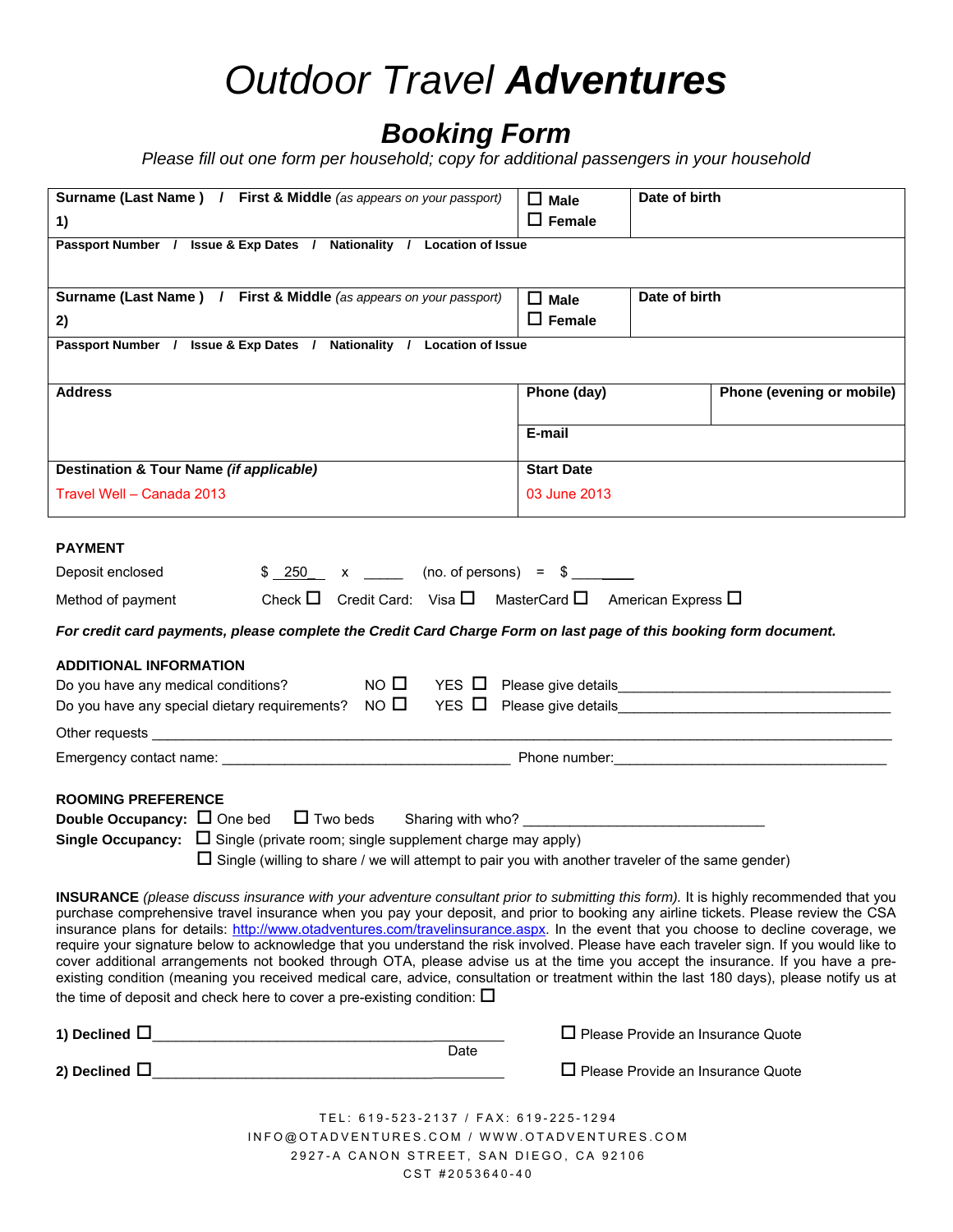# *Outdoor Travel* ***Adventures***

## *Booking Form*

*Please fill out one form per household; copy for additional passengers in your household*

| **Surname (Last Name ) / First & Middle** *(as appears on your passport)* | | **Date of birth** |
|---|---|---|
| **1)** | ☐ **Male** ☐ **Female** | |
| **Passport Number / Issue & Exp Dates / Nationality / Location of Issue** | | |
| **Surname (Last Name ) / First & Middle** *(as appears on your passport)* | | **Date of birth** |
| **2)** | ☐ **Male** ☐ **Female** | |
| **Passport Number / Issue & Exp Dates / Nationality / Location of Issue** | | |
| **Address** | **Phone (day)** | **Phone (evening or mobile)** |
| | **E-mail** | |
| **Destination & Tour Name** ***(if applicable)*** | **Start Date** | |
| Travel Well – Canada 2013 | 03 June 2013 | |

**PAYMENT**

Deposit enclosed $ 250_ x _____ (no. of persons) = $ ________

Method of payment Check ☐ Credit Card: Visa ☐ MasterCard ☐ American Express ☐

***For credit card payments, please complete the Credit Card Charge Form on last page of this booking form document.***

**ADDITIONAL INFORMATION**

Do you have any medical conditions? NO ☐ YES ☐ Please give details___________________________________

Do you have any special dietary requirements? NO ☐ YES ☐ Please give details___________________________________

Other requests ______________________________________________________________________________________________

Emergency contact name: _____________________________________ Phone number:___________________________________

**ROOMING PREFERENCE**

**Double Occupancy:** ☐ One bed ☐ Two beds Sharing with who? _______________________________

**Single Occupancy:** ☐ Single (private room; single supplement charge may apply)

☐ Single (willing to share / we will attempt to pair you with another traveler of the same gender)

**INSURANCE** *(please discuss insurance with your adventure consultant prior to submitting this form).* It is highly recommended that you purchase comprehensive travel insurance when you pay your deposit, and prior to booking any airline tickets. Please review the CSA insurance plans for details: http://www.otadventures.com/travelinsurance.aspx. In the event that you choose to decline coverage, we require your signature below to acknowledge that you understand the risk involved. Please have each traveler sign. If you would like to cover additional arrangements not booked through OTA, please advise us at the time you accept the insurance. If you have a pre-existing condition (meaning you received medical care, advice, consultation or treatment within the last 180 days), please notify us at the time of deposit and check here to cover a pre-existing condition: ☐

**1) Declined** ☐_________________________________________ Date ☐ Please Provide an Insurance Quote

**2) Declined** ☐_________________________________________ ☐ Please Provide an Insurance Quote

TEL: 619-523-2137 / FAX: 619-225-1294
INFO@OTADVENTURES.COM / WWW.OTADVENTURES.COM
2927-A CANON STREET, SAN DIEGO, CA 92106
CST #2053640-40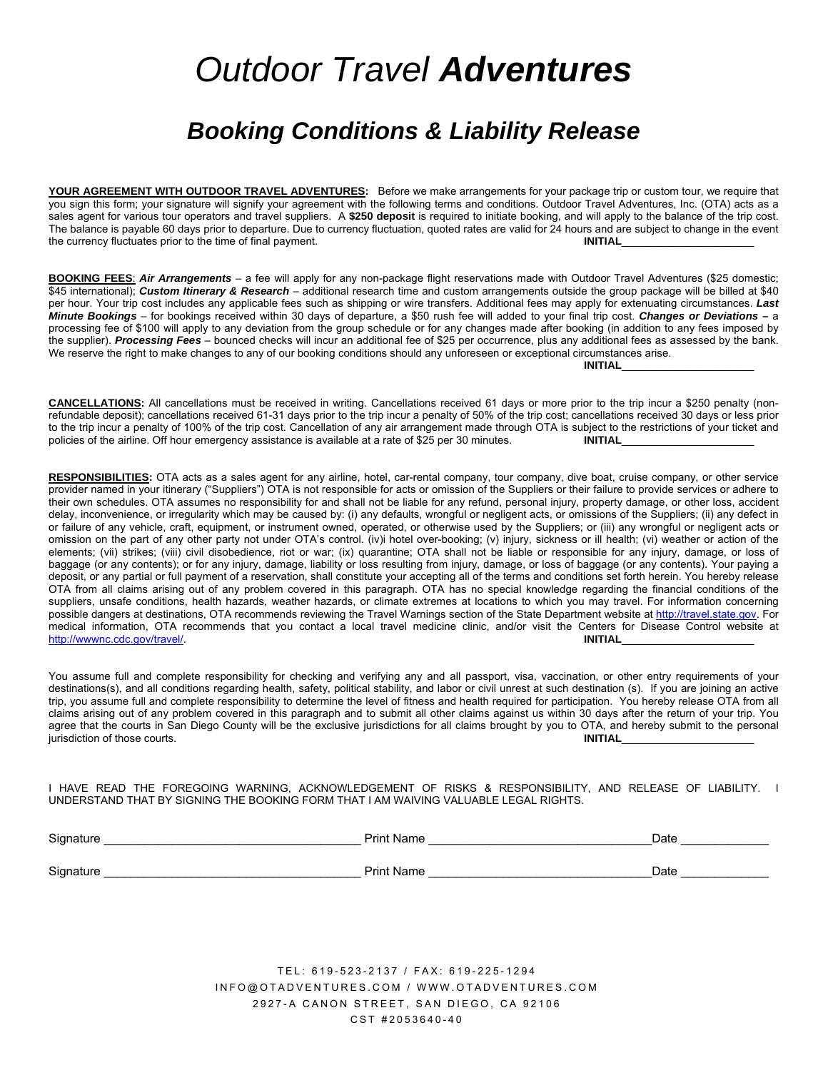# *Outdoor Travel* ***Adventures***

## *Booking Conditions & Liability Release*

**YOUR AGREEMENT WITH OUTDOOR TRAVEL ADVENTURES:** Before we make arrangements for your package trip or custom tour, we require that you sign this form; your signature will signify your agreement with the following terms and conditions. Outdoor Travel Adventures, Inc. (OTA) acts as a sales agent for various tour operators and travel suppliers. A **$250 deposit** is required to initiate booking, and will apply to the balance of the trip cost. The balance is payable 60 days prior to departure. Due to currency fluctuation, quoted rates are valid for 24 hours and are subject to change in the event the currency fluctuates prior to the time of final payment. **INITIAL**______________________

**BOOKING FEES**: ***Air Arrangements*** – a fee will apply for any non-package flight reservations made with Outdoor Travel Adventures ($25 domestic; $45 international); ***Custom Itinerary & Research*** – additional research time and custom arrangements outside the group package will be billed at $40 per hour. Your trip cost includes any applicable fees such as shipping or wire transfers. Additional fees may apply for extenuating circumstances. ***Last Minute Bookings*** – for bookings received within 30 days of departure, a $50 rush fee will added to your final trip cost. ***Changes or Deviations –*** a processing fee of $100 will apply to any deviation from the group schedule or for any changes made after booking (in addition to any fees imposed by the supplier). ***Processing Fees*** – bounced checks will incur an additional fee of $25 per occurrence, plus any additional fees as assessed by the bank. We reserve the right to make changes to any of our booking conditions should any unforeseen or exceptional circumstances arise. **INITIAL**______________________

**CANCELLATIONS:** All cancellations must be received in writing. Cancellations received 61 days or more prior to the trip incur a $250 penalty (non-refundable deposit); cancellations received 61-31 days prior to the trip incur a penalty of 50% of the trip cost; cancellations received 30 days or less prior to the trip incur a penalty of 100% of the trip cost. Cancellation of any air arrangement made through OTA is subject to the restrictions of your ticket and policies of the airline. Off hour emergency assistance is available at a rate of $25 per 30 minutes. **INITIAL**______________________

**RESPONSIBILITIES:** OTA acts as a sales agent for any airline, hotel, car-rental company, tour company, dive boat, cruise company, or other service provider named in your itinerary ("Suppliers") OTA is not responsible for acts or omission of the Suppliers or their failure to provide services or adhere to their own schedules. OTA assumes no responsibility for and shall not be liable for any refund, personal injury, property damage, or other loss, accident delay, inconvenience, or irregularity which may be caused by: (i) any defaults, wrongful or negligent acts, or omissions of the Suppliers; (ii) any defect in or failure of any vehicle, craft, equipment, or instrument owned, operated, or otherwise used by the Suppliers; or (iii) any wrongful or negligent acts or omission on the part of any other party not under OTA's control. (iv)i hotel over-booking; (v) injury, sickness or ill health; (vi) weather or action of the elements; (vii) strikes; (viii) civil disobedience, riot or war; (ix) quarantine; OTA shall not be liable or responsible for any injury, damage, or loss of baggage (or any contents); or for any injury, damage, liability or loss resulting from injury, damage, or loss of baggage (or any contents). Your paying a deposit, or any partial or full payment of a reservation, shall constitute your accepting all of the terms and conditions set forth herein. You hereby release OTA from all claims arising out of any problem covered in this paragraph. OTA has no special knowledge regarding the financial conditions of the suppliers, unsafe conditions, health hazards, weather hazards, or climate extremes at locations to which you may travel. For information concerning possible dangers at destinations, OTA recommends reviewing the Travel Warnings section of the State Department website at http://travel.state.gov. For medical information, OTA recommends that you contact a local travel medicine clinic, and/or visit the Centers for Disease Control website at http://wwwnc.cdc.gov/travel/. **INITIAL**______________________

You assume full and complete responsibility for checking and verifying any and all passport, visa, vaccination, or other entry requirements of your destinations(s), and all conditions regarding health, safety, political stability, and labor or civil unrest at such destination (s). If you are joining an active trip, you assume full and complete responsibility to determine the level of fitness and health required for participation. You hereby release OTA from all claims arising out of any problem covered in this paragraph and to submit all other claims against us within 30 days after the return of your trip. You agree that the courts in San Diego County will be the exclusive jurisdictions for all claims brought by you to OTA, and hereby submit to the personal jurisdiction of those courts. **INITIAL**______________________

I HAVE READ THE FOREGOING WARNING, ACKNOWLEDGEMENT OF RISKS & RESPONSIBILITY, AND RELEASE OF LIABILITY. I UNDERSTAND THAT BY SIGNING THE BOOKING FORM THAT I AM WAIVING VALUABLE LEGAL RIGHTS.

Signature ____________________________________ Print Name ________________________________ Date _____________

Signature ____________________________________ Print Name ________________________________ Date _____________

TEL: 619-523-2137 / FAX: 619-225-1294
INFO@OTADVENTURES.COM / WWW.OTADVENTURES.COM
2927-A CANON STREET, SAN DIEGO, CA 92106
CST #2053640-40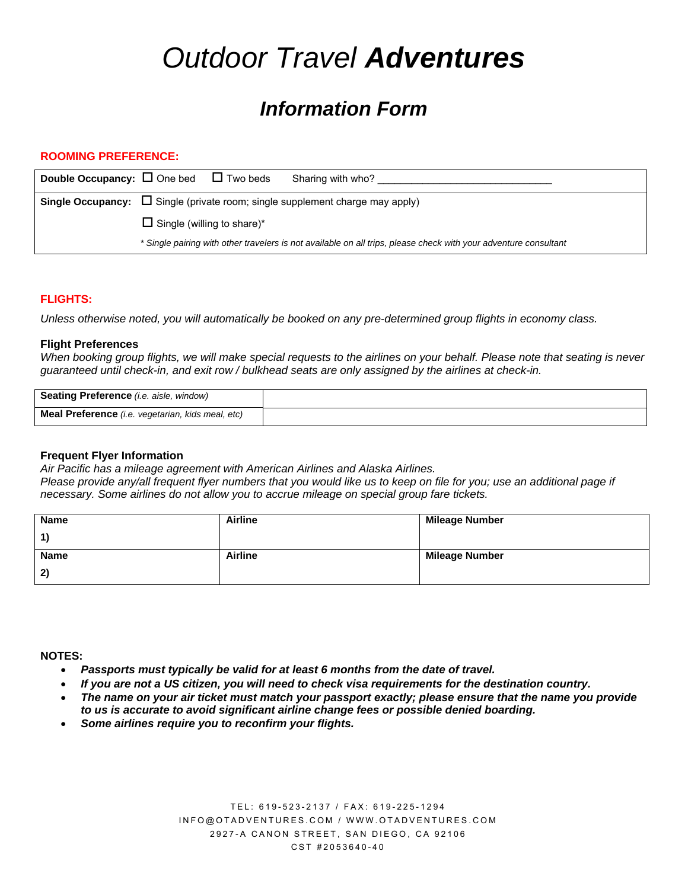# *Outdoor Travel* ***Adventures***

## *Information Form*

**ROOMING PREFERENCE:**

| | |
|---|---|
| **Double Occupancy:** | ☐ One bed ☐ Two beds Sharing with who? ______________________________ |
| **Single Occupancy:** | ☐ Single (private room; single supplement charge may apply) |
| | ☐ Single (willing to share)* |
| | *\* Single pairing with other travelers is not available on all trips, please check with your adventure consultant* |

**FLIGHTS:**

*Unless otherwise noted, you will automatically be booked on any pre-determined group flights in economy class.*

**Flight Preferences**

*When booking group flights, we will make special requests to the airlines on your behalf. Please note that seating is never guaranteed until check-in, and exit row / bulkhead seats are only assigned by the airlines at check-in.*

| | |
|---|---|
| **Seating Preference** *(i.e. aisle, window)* | |
| **Meal Preference** *(i.e. vegetarian, kids meal, etc)* | |

**Frequent Flyer Information**

*Air Pacific has a mileage agreement with American Airlines and Alaska Airlines.*
*Please provide any/all frequent flyer numbers that you would like us to keep on file for you; use an additional page if necessary. Some airlines do not allow you to accrue mileage on special group fare tickets.*

| Name | Airline | Mileage Number |
|---|---|---|
| **1)** | | |
| **Name** | **Airline** | **Mileage Number** |
| **2)** | | |

**NOTES:**

- ***Passports must typically be valid for at least 6 months from the date of travel.***
- ***If you are not a US citizen, you will need to check visa requirements for the destination country.***
- ***The name on your air ticket must match your passport exactly; please ensure that the name you provide to us is accurate to avoid significant airline change fees or possible denied boarding.***
- ***Some airlines require you to reconfirm your flights.***

TEL: 619-523-2137 / FAX: 619-225-1294
INFO@OTADVENTURES.COM / WWW.OTADVENTURES.COM
2927-A CANON STREET, SAN DIEGO, CA 92106
CST #2053640-40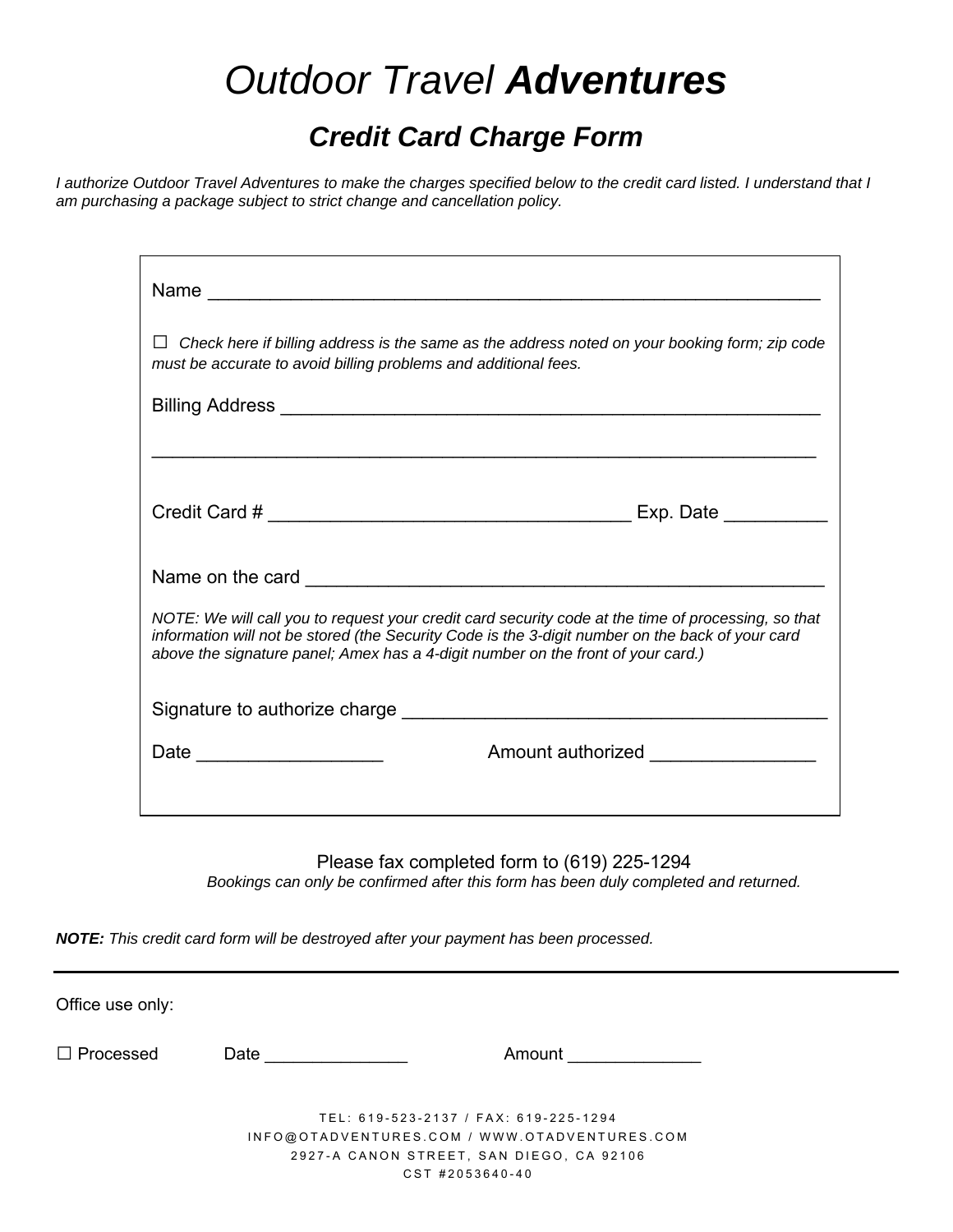# *Outdoor Travel* ***Adventures***

## *Credit Card Charge Form*

*I authorize Outdoor Travel Adventures to make the charges specified below to the credit card listed. I understand that I am purchasing a package subject to strict change and cancellation policy.*

Name ____________________________________________________________

☐ *Check here if billing address is the same as the address noted on your booking form; zip code must be accurate to avoid billing problems and additional fees.*

Billing Address _____________________________________________________

_________________________________________________________________

Credit Card # ___________________________________ Exp. Date __________

Name on the card ___________________________________________________

*NOTE: We will call you to request your credit card security code at the time of processing, so that information will not be stored (the Security Code is the 3-digit number on the back of your card above the signature panel; Amex has a 4-digit number on the front of your card.)*

Signature to authorize charge _________________________________________

Date __________________ Amount authorized ________________

Please fax completed form to (619) 225-1294

*Bookings can only be confirmed after this form has been duly completed and returned.*

***NOTE:*** *This credit card form will be destroyed after your payment has been processed.*

---

Office use only:

☐ Processed Date _______________ Amount ______________

TEL: 619-523-2137 / FAX: 619-225-1294
INFO@OTADVENTURES.COM / WWW.OTADVENTURES.COM
2927-A CANON STREET, SAN DIEGO, CA 92106
CST #2053640-40